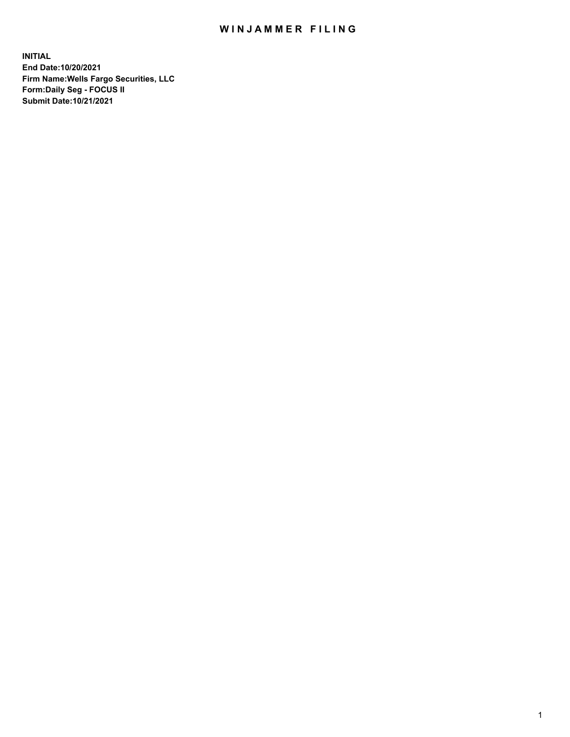# WINJAMMER FILING

**INITIAL**
**End Date:10/20/2021**
**Firm Name:Wells Fargo Securities, LLC**
**Form:Daily Seg - FOCUS II**
**Submit Date:10/21/2021**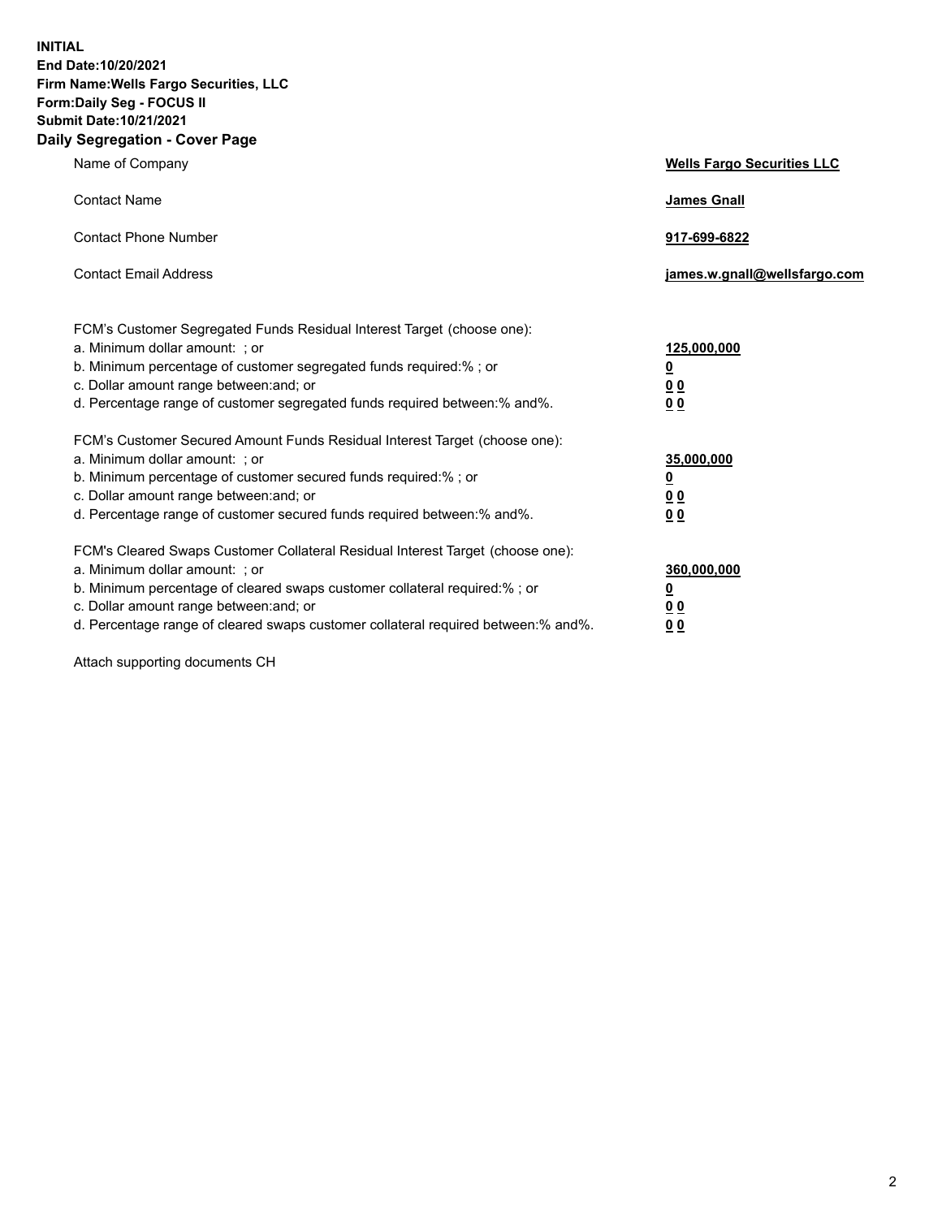**INITIAL**
**End Date:10/20/2021**
**Firm Name:Wells Fargo Securities, LLC**
**Form:Daily Seg - FOCUS II**
**Submit Date:10/21/2021**

## Daily Segregation - Cover Page

| | |
|---|---|
| Name of Company | **Wells Fargo Securities LLC** |
| Contact Name | **James Gnall** |
| Contact Phone Number | **917-699-6822** |
| Contact Email Address | **james.w.gnall@wellsfargo.com** |

| | |
|---|---|
| FCM's Customer Segregated Funds Residual Interest Target (choose one): | |
| a. Minimum dollar amount: ; or | **125,000,000** |
| b. Minimum percentage of customer segregated funds required:% ; or | **0** |
| c. Dollar amount range between:and; or | **0 0** |
| d. Percentage range of customer segregated funds required between:% and%. | **0 0** |
| FCM's Customer Secured Amount Funds Residual Interest Target (choose one): | |
| a. Minimum dollar amount: ; or | **35,000,000** |
| b. Minimum percentage of customer secured funds required:% ; or | **0** |
| c. Dollar amount range between:and; or | **0 0** |
| d. Percentage range of customer secured funds required between:% and%. | **0 0** |
| FCM's Cleared Swaps Customer Collateral Residual Interest Target (choose one): | |
| a. Minimum dollar amount: ; or | **360,000,000** |
| b. Minimum percentage of cleared swaps customer collateral required:% ; or | **0** |
| c. Dollar amount range between:and; or | **0 0** |
| d. Percentage range of cleared swaps customer collateral required between:% and%. | **0 0** |

Attach supporting documents CH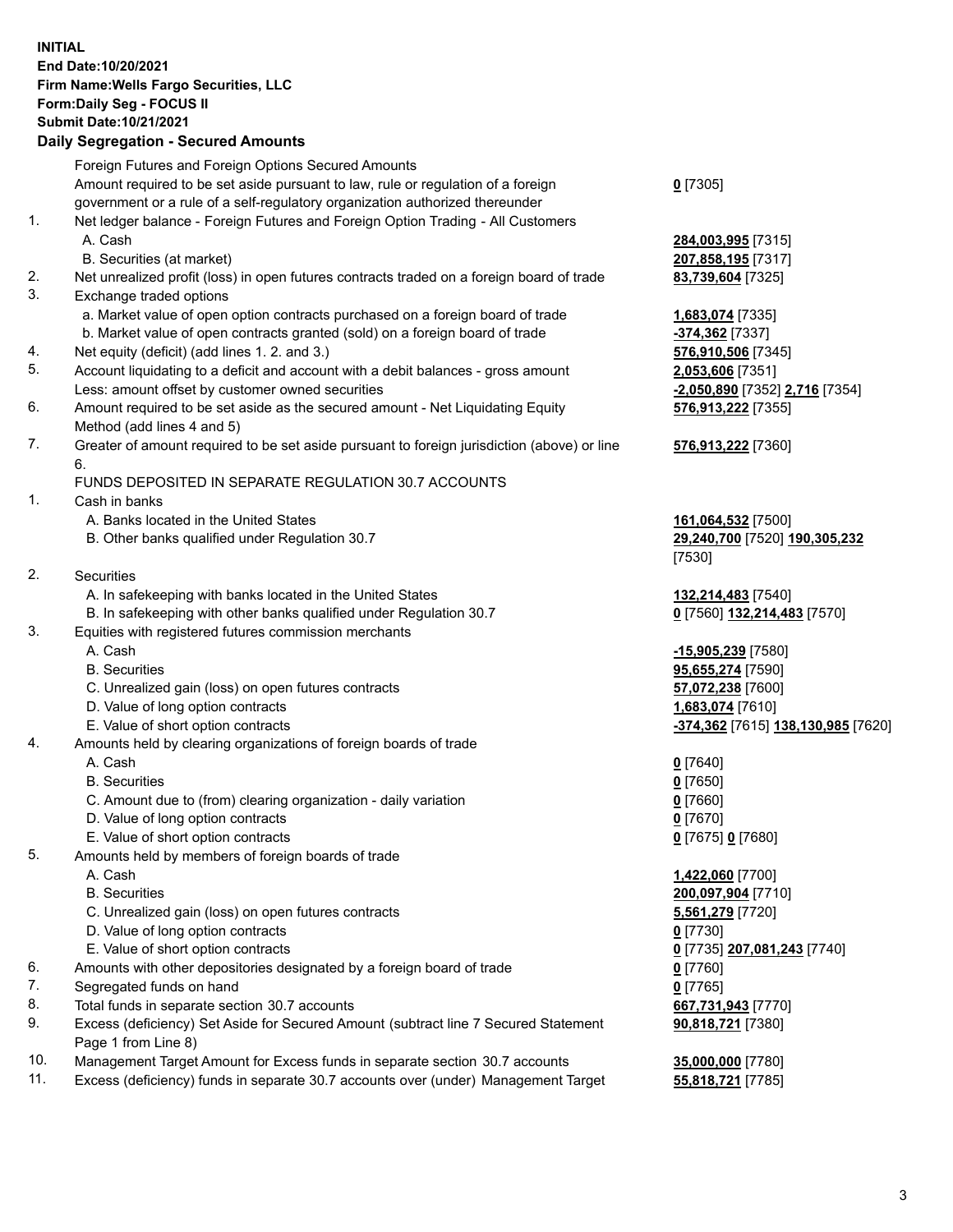**INITIAL**
**End Date:10/20/2021**
**Firm Name:Wells Fargo Securities, LLC**
**Form:Daily Seg - FOCUS II**
**Submit Date:10/21/2021**

## Daily Segregation - Secured Amounts

| | | |
|---|---|---|
| | Foreign Futures and Foreign Options Secured Amounts | |
| | Amount required to be set aside pursuant to law, rule or regulation of a foreign government or a rule of a self-regulatory organization authorized thereunder | **0** [7305] |
| 1. | Net ledger balance - Foreign Futures and Foreign Option Trading - All Customers | |
| | A. Cash | **284,003,995** [7315] |
| | B. Securities (at market) | **207,858,195** [7317] |
| 2. | Net unrealized profit (loss) in open futures contracts traded on a foreign board of trade | **83,739,604** [7325] |
| 3. | Exchange traded options | |
| | a. Market value of open option contracts purchased on a foreign board of trade | **1,683,074** [7335] |
| | b. Market value of open contracts granted (sold) on a foreign board of trade | **-374,362** [7337] |
| 4. | Net equity (deficit) (add lines 1. 2. and 3.) | **576,910,506** [7345] |
| 5. | Account liquidating to a deficit and account with a debit balances - gross amount | **2,053,606** [7351] |
| | Less: amount offset by customer owned securities | **-2,050,890** [7352] **2,716** [7354] |
| 6. | Amount required to be set aside as the secured amount - Net Liquidating Equity Method (add lines 4 and 5) | **576,913,222** [7355] |
| 7. | Greater of amount required to be set aside pursuant to foreign jurisdiction (above) or line 6. | **576,913,222** [7360] |
| | FUNDS DEPOSITED IN SEPARATE REGULATION 30.7 ACCOUNTS | |
| 1. | Cash in banks | |
| | A. Banks located in the United States | **161,064,532** [7500] |
| | B. Other banks qualified under Regulation 30.7 | **29,240,700** [7520] **190,305,232** [7530] |
| 2. | Securities | |
| | A. In safekeeping with banks located in the United States | **132,214,483** [7540] |
| | B. In safekeeping with other banks qualified under Regulation 30.7 | **0** [7560] **132,214,483** [7570] |
| 3. | Equities with registered futures commission merchants | |
| | A. Cash | **-15,905,239** [7580] |
| | B. Securities | **95,655,274** [7590] |
| | C. Unrealized gain (loss) on open futures contracts | **57,072,238** [7600] |
| | D. Value of long option contracts | **1,683,074** [7610] |
| | E. Value of short option contracts | **-374,362** [7615] **138,130,985** [7620] |
| 4. | Amounts held by clearing organizations of foreign boards of trade | |
| | A. Cash | **0** [7640] |
| | B. Securities | **0** [7650] |
| | C. Amount due to (from) clearing organization - daily variation | **0** [7660] |
| | D. Value of long option contracts | **0** [7670] |
| | E. Value of short option contracts | **0** [7675] **0** [7680] |
| 5. | Amounts held by members of foreign boards of trade | |
| | A. Cash | **1,422,060** [7700] |
| | B. Securities | **200,097,904** [7710] |
| | C. Unrealized gain (loss) on open futures contracts | **5,561,279** [7720] |
| | D. Value of long option contracts | **0** [7730] |
| | E. Value of short option contracts | **0** [7735] **207,081,243** [7740] |
| 6. | Amounts with other depositories designated by a foreign board of trade | **0** [7760] |
| 7. | Segregated funds on hand | **0** [7765] |
| 8. | Total funds in separate section 30.7 accounts | **667,731,943** [7770] |
| 9. | Excess (deficiency) Set Aside for Secured Amount (subtract line 7 Secured Statement Page 1 from Line 8) | **90,818,721** [7380] |
| 10. | Management Target Amount for Excess funds in separate section 30.7 accounts | **35,000,000** [7780] |
| 11. | Excess (deficiency) funds in separate 30.7 accounts over (under) Management Target | **55,818,721** [7785] |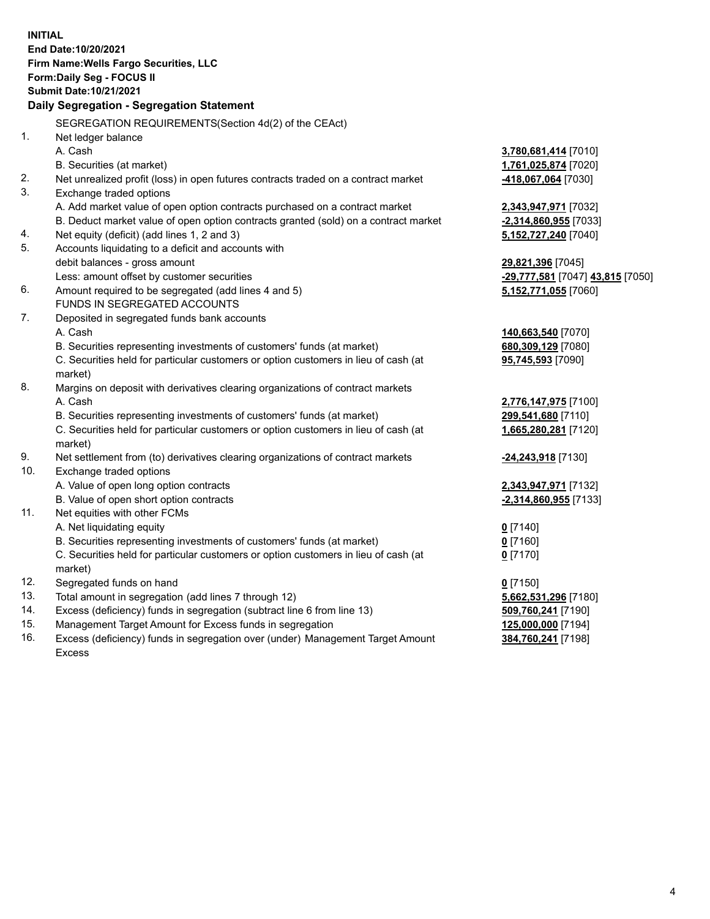**INITIAL**
**End Date:10/20/2021**
**Firm Name:Wells Fargo Securities, LLC**
**Form:Daily Seg - FOCUS II**
**Submit Date:10/21/2021**

## Daily Segregation - Segregation Statement

SEGREGATION REQUIREMENTS(Section 4d(2) of the CEAct)

| | | |
|---|---|---|
| 1. | Net ledger balance | |
| | A. Cash | **3,780,681,414** [7010] |
| | B. Securities (at market) | **1,761,025,874** [7020] |
| 2. | Net unrealized profit (loss) in open futures contracts traded on a contract market | **-418,067,064** [7030] |
| 3. | Exchange traded options | |
| | A. Add market value of open option contracts purchased on a contract market | **2,343,947,971** [7032] |
| | B. Deduct market value of open option contracts granted (sold) on a contract market | **-2,314,860,955** [7033] |
| 4. | Net equity (deficit) (add lines 1, 2 and 3) | **5,152,727,240** [7040] |
| 5. | Accounts liquidating to a deficit and accounts with debit balances - gross amount | **29,821,396** [7045] |
| | Less: amount offset by customer securities | **-29,777,581** [7047] **43,815** [7050] |
| 6. | Amount required to be segregated (add lines 4 and 5) | **5,152,771,055** [7060] |
| | FUNDS IN SEGREGATED ACCOUNTS | |
| 7. | Deposited in segregated funds bank accounts | |
| | A. Cash | **140,663,540** [7070] |
| | B. Securities representing investments of customers' funds (at market) | **680,309,129** [7080] |
| | C. Securities held for particular customers or option customers in lieu of cash (at market) | **95,745,593** [7090] |
| 8. | Margins on deposit with derivatives clearing organizations of contract markets | |
| | A. Cash | **2,776,147,975** [7100] |
| | B. Securities representing investments of customers' funds (at market) | **299,541,680** [7110] |
| | C. Securities held for particular customers or option customers in lieu of cash (at market) | **1,665,280,281** [7120] |
| 9. | Net settlement from (to) derivatives clearing organizations of contract markets | **-24,243,918** [7130] |
| 10. | Exchange traded options | |
| | A. Value of open long option contracts | **2,343,947,971** [7132] |
| | B. Value of open short option contracts | **-2,314,860,955** [7133] |
| 11. | Net equities with other FCMs | |
| | A. Net liquidating equity | **0** [7140] |
| | B. Securities representing investments of customers' funds (at market) | **0** [7160] |
| | C. Securities held for particular customers or option customers in lieu of cash (at market) | **0** [7170] |
| 12. | Segregated funds on hand | **0** [7150] |
| 13. | Total amount in segregation (add lines 7 through 12) | **5,662,531,296** [7180] |
| 14. | Excess (deficiency) funds in segregation (subtract line 6 from line 13) | **509,760,241** [7190] |
| 15. | Management Target Amount for Excess funds in segregation | **125,000,000** [7194] |
| 16. | Excess (deficiency) funds in segregation over (under) Management Target Amount Excess | **384,760,241** [7198] |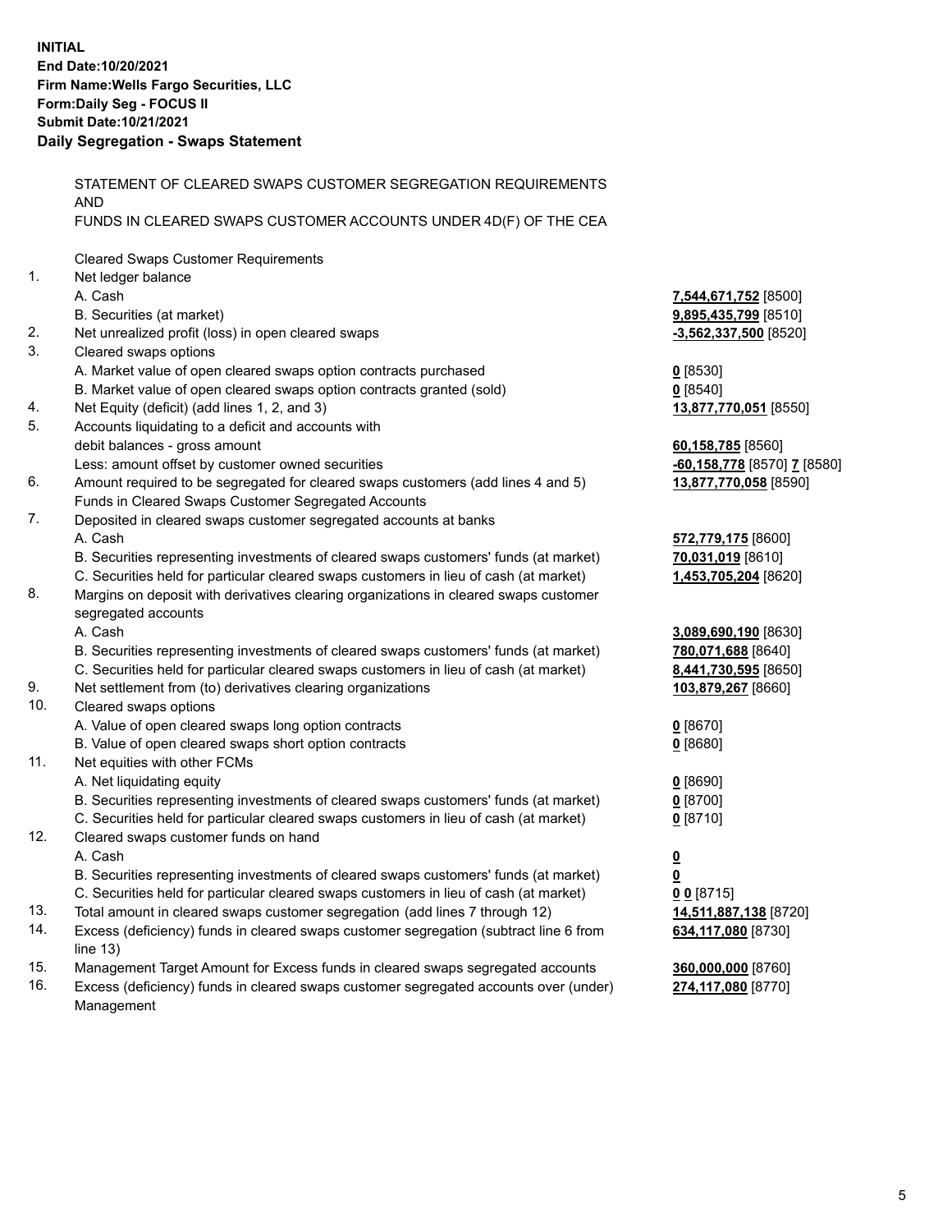**INITIAL**
**End Date:10/20/2021**
**Firm Name:Wells Fargo Securities, LLC**
**Form:Daily Seg - FOCUS II**
**Submit Date:10/21/2021**
**Daily Segregation - Swaps Statement**

STATEMENT OF CLEARED SWAPS CUSTOMER SEGREGATION REQUIREMENTS AND FUNDS IN CLEARED SWAPS CUSTOMER ACCOUNTS UNDER 4D(F) OF THE CEA

| | | |
|---|---|---|
| | Cleared Swaps Customer Requirements | |
| 1. | Net ledger balance | |
| | A. Cash | **7,544,671,752** [8500] |
| | B. Securities (at market) | **9,895,435,799** [8510] |
| 2. | Net unrealized profit (loss) in open cleared swaps | **-3,562,337,500** [8520] |
| 3. | Cleared swaps options | |
| | A. Market value of open cleared swaps option contracts purchased | **0** [8530] |
| | B. Market value of open cleared swaps option contracts granted (sold) | **0** [8540] |
| 4. | Net Equity (deficit) (add lines 1, 2, and 3) | **13,877,770,051** [8550] |
| 5. | Accounts liquidating to a deficit and accounts with debit balances - gross amount | **60,158,785** [8560] |
| | Less: amount offset by customer owned securities | **-60,158,778** [8570] **7** [8580] |
| 6. | Amount required to be segregated for cleared swaps customers (add lines 4 and 5) | **13,877,770,058** [8590] |
| | Funds in Cleared Swaps Customer Segregated Accounts | |
| 7. | Deposited in cleared swaps customer segregated accounts at banks | |
| | A. Cash | **572,779,175** [8600] |
| | B. Securities representing investments of cleared swaps customers' funds (at market) | **70,031,019** [8610] |
| | C. Securities held for particular cleared swaps customers in lieu of cash (at market) | **1,453,705,204** [8620] |
| 8. | Margins on deposit with derivatives clearing organizations in cleared swaps customer segregated accounts | |
| | A. Cash | **3,089,690,190** [8630] |
| | B. Securities representing investments of cleared swaps customers' funds (at market) | **780,071,688** [8640] |
| | C. Securities held for particular cleared swaps customers in lieu of cash (at market) | **8,441,730,595** [8650] |
| 9. | Net settlement from (to) derivatives clearing organizations | **103,879,267** [8660] |
| 10. | Cleared swaps options | |
| | A. Value of open cleared swaps long option contracts | **0** [8670] |
| | B. Value of open cleared swaps short option contracts | **0** [8680] |
| 11. | Net equities with other FCMs | |
| | A. Net liquidating equity | **0** [8690] |
| | B. Securities representing investments of cleared swaps customers' funds (at market) | **0** [8700] |
| | C. Securities held for particular cleared swaps customers in lieu of cash (at market) | **0** [8710] |
| 12. | Cleared swaps customer funds on hand | |
| | A. Cash | **0** |
| | B. Securities representing investments of cleared swaps customers' funds (at market) | **0** |
| | C. Securities held for particular cleared swaps customers in lieu of cash (at market) | **0** **0** [8715] |
| 13. | Total amount in cleared swaps customer segregation (add lines 7 through 12) | **14,511,887,138** [8720] |
| 14. | Excess (deficiency) funds in cleared swaps customer segregation (subtract line 6 from line 13) | **634,117,080** [8730] |
| 15. | Management Target Amount for Excess funds in cleared swaps segregated accounts | **360,000,000** [8760] |
| 16. | Excess (deficiency) funds in cleared swaps customer segregated accounts over (under) Management | **274,117,080** [8770] |